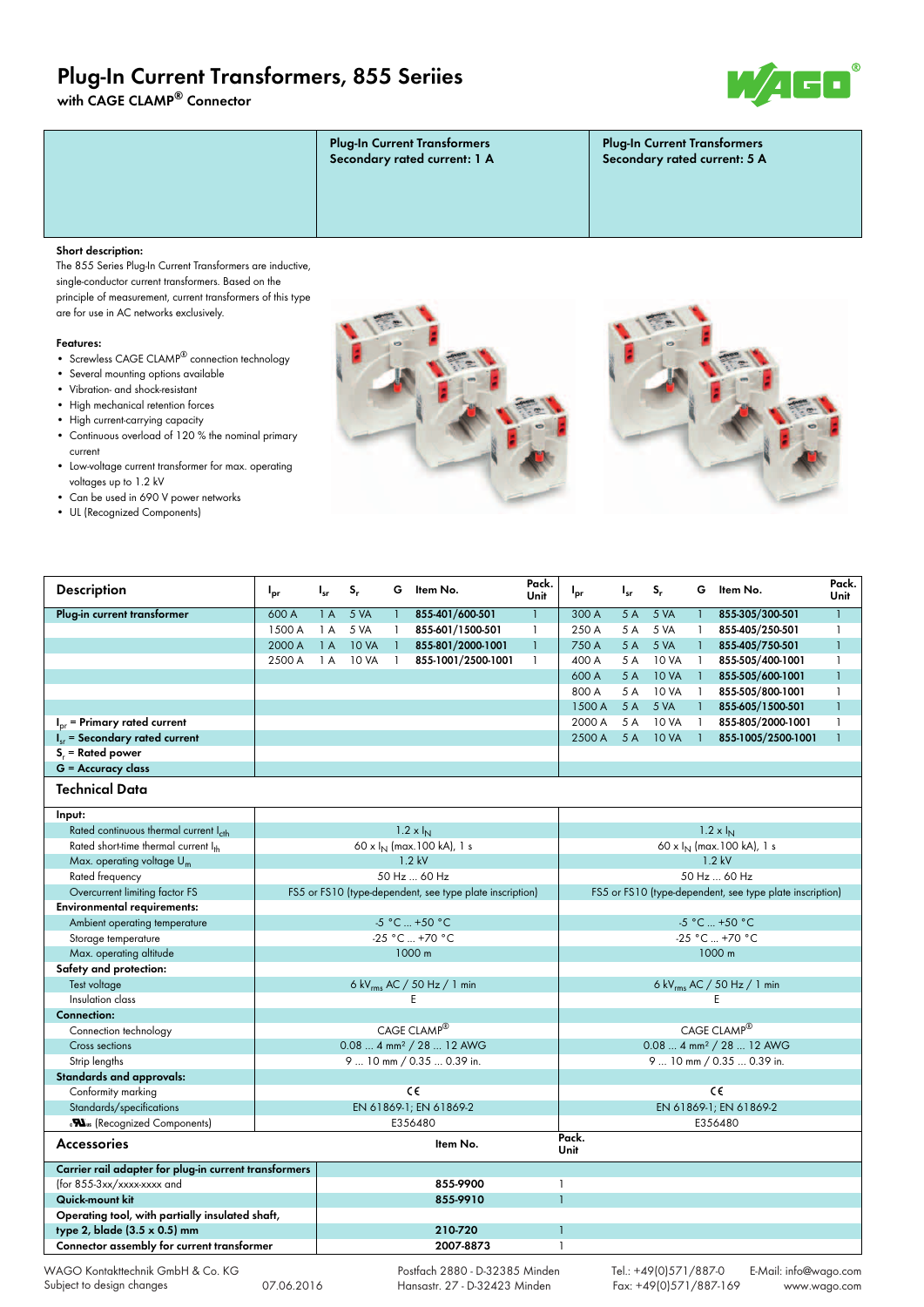# Plug-In Current Transformers, 855 Seriies

with CAGE CLAMP® Connector

| | Plug-In Current Transformers Secondary rated current: 1 A | Plug-In Current Transformers Secondary rated current: 5 A |
|---|---|---|

**Short description:**

The 855 Series Plug-In Current Transformers are inductive, single-conductor current transformers. Based on the principle of measurement, current transformers of this type are for use in AC networks exclusively.

**Features:**

- Screwless CAGE CLAMP® connection technology
- Several mounting options available
- Vibration- and shock-resistant
- High mechanical retention forces
- High current-carrying capacity
- Continuous overload of 120 % the nominal primary current
- Low-voltage current transformer for max. operating voltages up to 1.2 kV
- Can be used in 690 V power networks
- UL (Recognized Components)

| Description | $I_{pr}$ | $I_{sr}$ | $S_r$ | G | Item No. | Pack. Unit | $I_{pr}$ | $I_{sr}$ | $S_r$ | G | Item No. | Pack. Unit |
|---|---|---|---|---|---|---|---|---|---|---|---|---|
| **Plug-in current transformer** | 600 A | 1 A | 5 VA | 1 | **855-401/600-501** | 1 | 300 A | 5 A | 5 VA | 1 | **855-305/300-501** | 1 |
| | 1500 A | 1 A | 5 VA | 1 | **855-601/1500-501** | 1 | 250 A | 5 A | 5 VA | 1 | **855-405/250-501** | 1 |
| | 2000 A | 1 A | 10 VA | 1 | **855-801/2000-1001** | 1 | 750 A | 5 A | 5 VA | 1 | **855-405/750-501** | 1 |
| | 2500 A | 1 A | 10 VA | 1 | **855-1001/2500-1001** | 1 | 400 A | 5 A | 10 VA | 1 | **855-505/400-1001** | 1 |
| | | | | | | | 600 A | 5 A | 10 VA | 1 | **855-505/600-1001** | 1 |
| | | | | | | | 800 A | 5 A | 10 VA | 1 | **855-505/800-1001** | 1 |
| | | | | | | | 1500 A | 5 A | 5 VA | 1 | **855-605/1500-501** | 1 |
| **$I_{pr}$ = Primary rated current** | | | | | | | 2000 A | 5 A | 10 VA | 1 | **855-805/2000-1001** | 1 |
| **$I_{sr}$ = Secondary rated current** | | | | | | | 2500 A | 5 A | 10 VA | 1 | **855-1005/2500-1001** | 1 |
| **$S_r$ = Rated power** | | | | | | | | | | | | |
| **G = Accuracy class** | | | | | | | | | | | | |

## Technical Data

| | 1 A | 5 A |
|---|---|---|
| **Input:** | | |
| Rated continuous thermal current $I_{cth}$ | $1.2 \times I_N$ | $1.2 \times I_N$ |
| Rated short-time thermal current $I_{th}$ | $60 \times I_N$ (max.100 kA), 1 s | $60 \times I_N$ (max.100 kA), 1 s |
| Max. operating voltage $U_m$ | 1.2 kV | 1.2 kV |
| Rated frequency | 50 Hz ... 60 Hz | 50 Hz ... 60 Hz |
| Overcurrent limiting factor FS | FS5 or FS10 (type-dependent, see type plate inscription) | FS5 or FS10 (type-dependent, see type plate inscription) |
| **Environmental requirements:** | | |
| Ambient operating temperature | -5 °C ... +50 °C | -5 °C ... +50 °C |
| Storage temperature | -25 °C ... +70 °C | -25 °C ... +70 °C |
| Max. operating altitude | 1000 m | 1000 m |
| **Safety and protection:** | | |
| Test voltage | 6 $kV_{rms}$ AC / 50 Hz / 1 min | 6 $kV_{rms}$ AC / 50 Hz / 1 min |
| Insulation class | E | E |
| **Connection:** | | |
| Connection technology | CAGE CLAMP® | CAGE CLAMP® |
| Cross sections | 0.08 ... 4 mm² / 28 ... 12 AWG | 0.08 ... 4 mm² / 28 ... 12 AWG |
| Strip lengths | 9 ... 10 mm / 0.35 ... 0.39 in. | 9 ... 10 mm / 0.35 ... 0.39 in. |
| **Standards and approvals:** | | |
| Conformity marking | CE | CE |
| Standards/specifications | EN 61869-1; EN 61869-2 | EN 61869-1; EN 61869-2 |
| cURus (Recognized Components) | E356480 | E356480 |

| Accessories | Item No. | Pack. Unit |
|---|---|---|
| **Carrier rail adapter for plug-in current transformers** | | |
| (for 855-3xx/xxxx-xxxx and | **855-9900** | 1 |
| **Quick-mount kit** | **855-9910** | 1 |
| **Operating tool, with partially insulated shaft,** | | |
| **type 2, blade (3.5 x 0.5) mm** | **210-720** | 1 |
| **Connector assembly for current transformer** | **2007-8873** | 1 |

WAGO Kontakttechnik GmbH & Co. KG
Subject to design changes 07.06.2016
Postfach 2880 · D-32385 Minden
Hansastr. 27 · D-32423 Minden
Tel.: +49(0)571/887-0
Fax: +49(0)571/887-169
E-Mail: info@wago.com
www.wago.com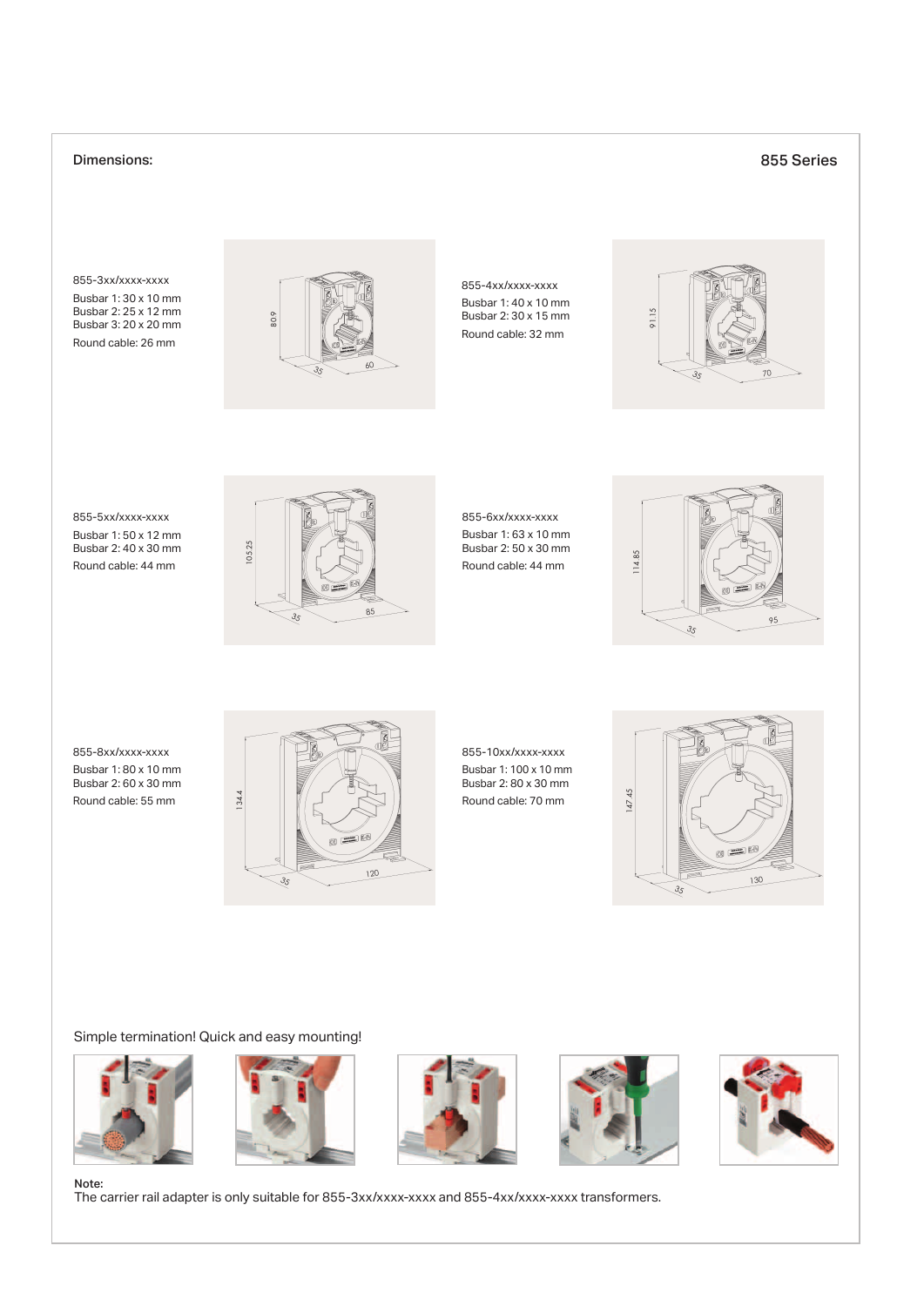Dimensions:

855 Series

855-3xx/xxxx-xxxx

Busbar 1: 30 x 10 mm
Busbar 2: 25 x 12 mm
Busbar 3: 20 x 20 mm

Round cable: 26 mm

80.9
35
60

855-4xx/xxxx-xxxx

Busbar 1: 40 x 10 mm
Busbar 2: 30 x 15 mm

Round cable: 32 mm

91.15
35
70

855-5xx/xxxx-xxxx

Busbar 1: 50 x 12 mm
Busbar 2: 40 x 30 mm

Round cable: 44 mm

105.25
35
85

855-6xx/xxxx-xxxx

Busbar 1: 63 x 10 mm
Busbar 2: 50 x 30 mm

Round cable: 44 mm

114.85
35
95

855-8xx/xxxx-xxxx

Busbar 1: 80 x 10 mm
Busbar 2: 60 x 30 mm

Round cable: 55 mm

134.4
35
120

855-10xx/xxxx-xxxx

Busbar 1: 100 x 10 mm
Busbar 2: 80 x 30 mm

Round cable: 70 mm

147.45
35
130

Simple termination! Quick and easy mounting!

**Note:**
The carrier rail adapter is only suitable for 855-3xx/xxxx-xxxx and 855-4xx/xxxx-xxxx transformers.